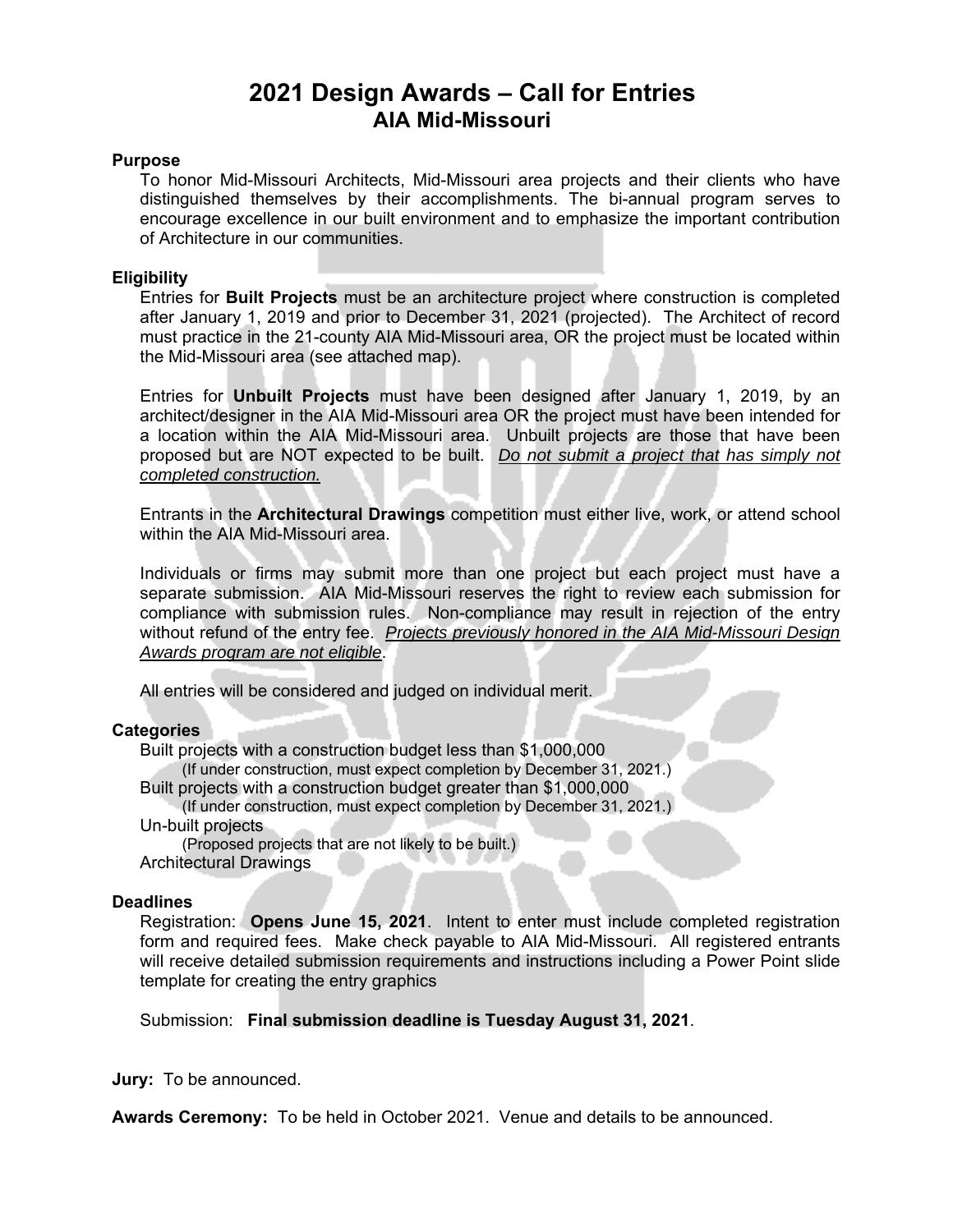# 2021 Design Awards – Call for Entries
## AIA Mid-Missouri

**Purpose**

To honor Mid-Missouri Architects, Mid-Missouri area projects and their clients who have distinguished themselves by their accomplishments. The bi-annual program serves to encourage excellence in our built environment and to emphasize the important contribution of Architecture in our communities.

**Eligibility**

Entries for **Built Projects** must be an architecture project where construction is completed after January 1, 2019 and prior to December 31, 2021 (projected). The Architect of record must practice in the 21-county AIA Mid-Missouri area, OR the project must be located within the Mid-Missouri area (see attached map).

Entries for **Unbuilt Projects** must have been designed after January 1, 2019, by an architect/designer in the AIA Mid-Missouri area OR the project must have been intended for a location within the AIA Mid-Missouri area. Unbuilt projects are those that have been proposed but are NOT expected to be built. *Do not submit a project that has simply not completed construction.*

Entrants in the **Architectural Drawings** competition must either live, work, or attend school within the AIA Mid-Missouri area.

Individuals or firms may submit more than one project but each project must have a separate submission. AIA Mid-Missouri reserves the right to review each submission for compliance with submission rules. Non-compliance may result in rejection of the entry without refund of the entry fee. *Projects previously honored in the AIA Mid-Missouri Design Awards program are not eligible*.

All entries will be considered and judged on individual merit.

**Categories**

Built projects with a construction budget less than $1,000,000
  (If under construction, must expect completion by December 31, 2021.)
Built projects with a construction budget greater than $1,000,000
  (If under construction, must expect completion by December 31, 2021.)
Un-built projects
  (Proposed projects that are not likely to be built.)
Architectural Drawings

**Deadlines**

Registration: **Opens June 15, 2021**. Intent to enter must include completed registration form and required fees. Make check payable to AIA Mid-Missouri. All registered entrants will receive detailed submission requirements and instructions including a Power Point slide template for creating the entry graphics

Submission: **Final submission deadline is Tuesday August 31, 2021**.

**Jury:** To be announced.

**Awards Ceremony:** To be held in October 2021. Venue and details to be announced.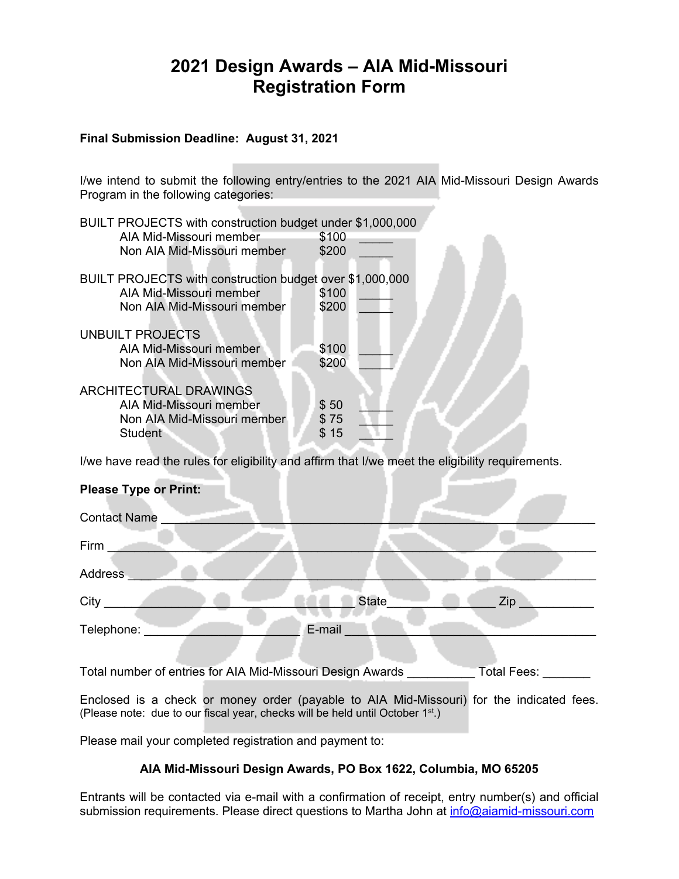# 2021 Design Awards – AIA Mid-Missouri Registration Form

**Final Submission Deadline: August 31, 2021**

I/we intend to submit the following entry/entries to the 2021 AIA Mid-Missouri Design Awards Program in the following categories:

BUILT PROJECTS with construction budget under $1,000,000

| | | |
|---|---|---|
| AIA Mid-Missouri member | $100 | _____ |
| Non AIA Mid-Missouri member | $200 | _____ |

BUILT PROJECTS with construction budget over $1,000,000

| | | |
|---|---|---|
| AIA Mid-Missouri member | $100 | _____ |
| Non AIA Mid-Missouri member | $200 | _____ |

UNBUILT PROJECTS

| | | |
|---|---|---|
| AIA Mid-Missouri member | $100 | _____ |
| Non AIA Mid-Missouri member | $200 | _____ |

ARCHITECTURAL DRAWINGS

| | | |
|---|---|---|
| AIA Mid-Missouri member | $ 50 | _____ |
| Non AIA Mid-Missouri member | $ 75 | _____ |
| Student | $ 15 | _____ |

I/we have read the rules for eligibility and affirm that I/we meet the eligibility requirements.

**Please Type or Print:**

Contact Name ______________________________________________________________

Firm ______________________________________________________________________

Address ___________________________________________________________________

City ______________________________________ State________________ Zip ___________

Telephone: _______________________ E-mail ______________________________________

Total number of entries for AIA Mid-Missouri Design Awards __________ Total Fees: _______

Enclosed is a check or money order (payable to AIA Mid-Missouri) for the indicated fees. (Please note: due to our fiscal year, checks will be held until October 1st.)

Please mail your completed registration and payment to:

**AIA Mid-Missouri Design Awards, PO Box 1622, Columbia, MO 65205**

Entrants will be contacted via e-mail with a confirmation of receipt, entry number(s) and official submission requirements. Please direct questions to Martha John at info@aiamid-missouri.com